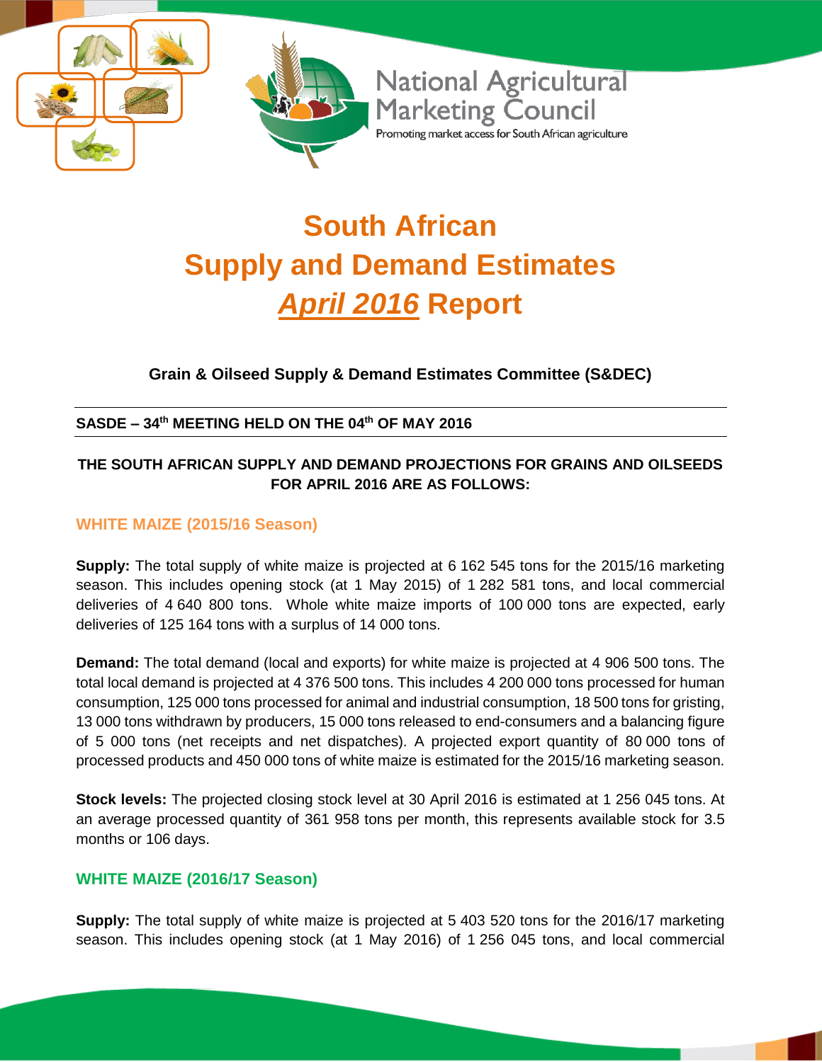National Agricultural Marketing Council

Promoting market access for South African agriculture

# South African Supply and Demand Estimates *April 2016* Report

**Grain & Oilseed Supply & Demand Estimates Committee (S&DEC)**

**SASDE – 34th MEETING HELD ON THE 04th OF MAY 2016**

**THE SOUTH AFRICAN SUPPLY AND DEMAND PROJECTIONS FOR GRAINS AND OILSEEDS FOR APRIL 2016 ARE AS FOLLOWS:**

## WHITE MAIZE (2015/16 Season)

**Supply:** The total supply of white maize is projected at 6 162 545 tons for the 2015/16 marketing season. This includes opening stock (at 1 May 2015) of 1 282 581 tons, and local commercial deliveries of 4 640 800 tons. Whole white maize imports of 100 000 tons are expected, early deliveries of 125 164 tons with a surplus of 14 000 tons.

**Demand:** The total demand (local and exports) for white maize is projected at 4 906 500 tons. The total local demand is projected at 4 376 500 tons. This includes 4 200 000 tons processed for human consumption, 125 000 tons processed for animal and industrial consumption, 18 500 tons for gristing, 13 000 tons withdrawn by producers, 15 000 tons released to end-consumers and a balancing figure of 5 000 tons (net receipts and net dispatches). A projected export quantity of 80 000 tons of processed products and 450 000 tons of white maize is estimated for the 2015/16 marketing season.

**Stock levels:** The projected closing stock level at 30 April 2016 is estimated at 1 256 045 tons. At an average processed quantity of 361 958 tons per month, this represents available stock for 3.5 months or 106 days.

## WHITE MAIZE (2016/17 Season)

**Supply:** The total supply of white maize is projected at 5 403 520 tons for the 2016/17 marketing season. This includes opening stock (at 1 May 2016) of 1 256 045 tons, and local commercial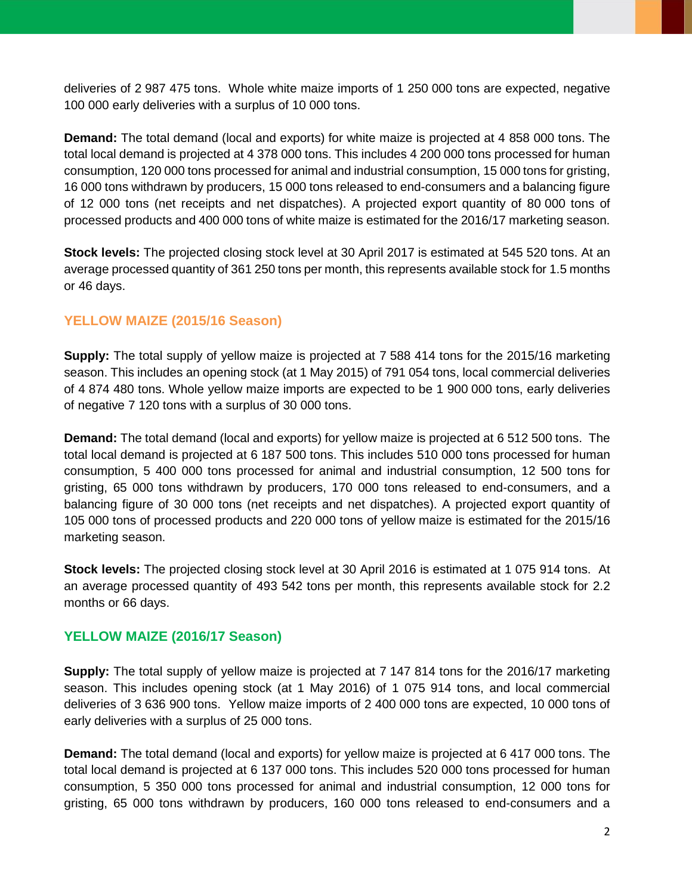deliveries of 2 987 475 tons. Whole white maize imports of 1 250 000 tons are expected, negative 100 000 early deliveries with a surplus of 10 000 tons.

**Demand:** The total demand (local and exports) for white maize is projected at 4 858 000 tons. The total local demand is projected at 4 378 000 tons. This includes 4 200 000 tons processed for human consumption, 120 000 tons processed for animal and industrial consumption, 15 000 tons for gristing, 16 000 tons withdrawn by producers, 15 000 tons released to end-consumers and a balancing figure of 12 000 tons (net receipts and net dispatches). A projected export quantity of 80 000 tons of processed products and 400 000 tons of white maize is estimated for the 2016/17 marketing season.

**Stock levels:** The projected closing stock level at 30 April 2017 is estimated at 545 520 tons. At an average processed quantity of 361 250 tons per month, this represents available stock for 1.5 months or 46 days.

## YELLOW MAIZE (2015/16 Season)

**Supply:** The total supply of yellow maize is projected at 7 588 414 tons for the 2015/16 marketing season. This includes an opening stock (at 1 May 2015) of 791 054 tons, local commercial deliveries of 4 874 480 tons. Whole yellow maize imports are expected to be 1 900 000 tons, early deliveries of negative 7 120 tons with a surplus of 30 000 tons.

**Demand:** The total demand (local and exports) for yellow maize is projected at 6 512 500 tons. The total local demand is projected at 6 187 500 tons. This includes 510 000 tons processed for human consumption, 5 400 000 tons processed for animal and industrial consumption, 12 500 tons for gristing, 65 000 tons withdrawn by producers, 170 000 tons released to end-consumers, and a balancing figure of 30 000 tons (net receipts and net dispatches). A projected export quantity of 105 000 tons of processed products and 220 000 tons of yellow maize is estimated for the 2015/16 marketing season.

**Stock levels:** The projected closing stock level at 30 April 2016 is estimated at 1 075 914 tons. At an average processed quantity of 493 542 tons per month, this represents available stock for 2.2 months or 66 days.

## YELLOW MAIZE (2016/17 Season)

**Supply:** The total supply of yellow maize is projected at 7 147 814 tons for the 2016/17 marketing season. This includes opening stock (at 1 May 2016) of 1 075 914 tons, and local commercial deliveries of 3 636 900 tons. Yellow maize imports of 2 400 000 tons are expected, 10 000 tons of early deliveries with a surplus of 25 000 tons.

**Demand:** The total demand (local and exports) for yellow maize is projected at 6 417 000 tons. The total local demand is projected at 6 137 000 tons. This includes 520 000 tons processed for human consumption, 5 350 000 tons processed for animal and industrial consumption, 12 000 tons for gristing, 65 000 tons withdrawn by producers, 160 000 tons released to end-consumers and a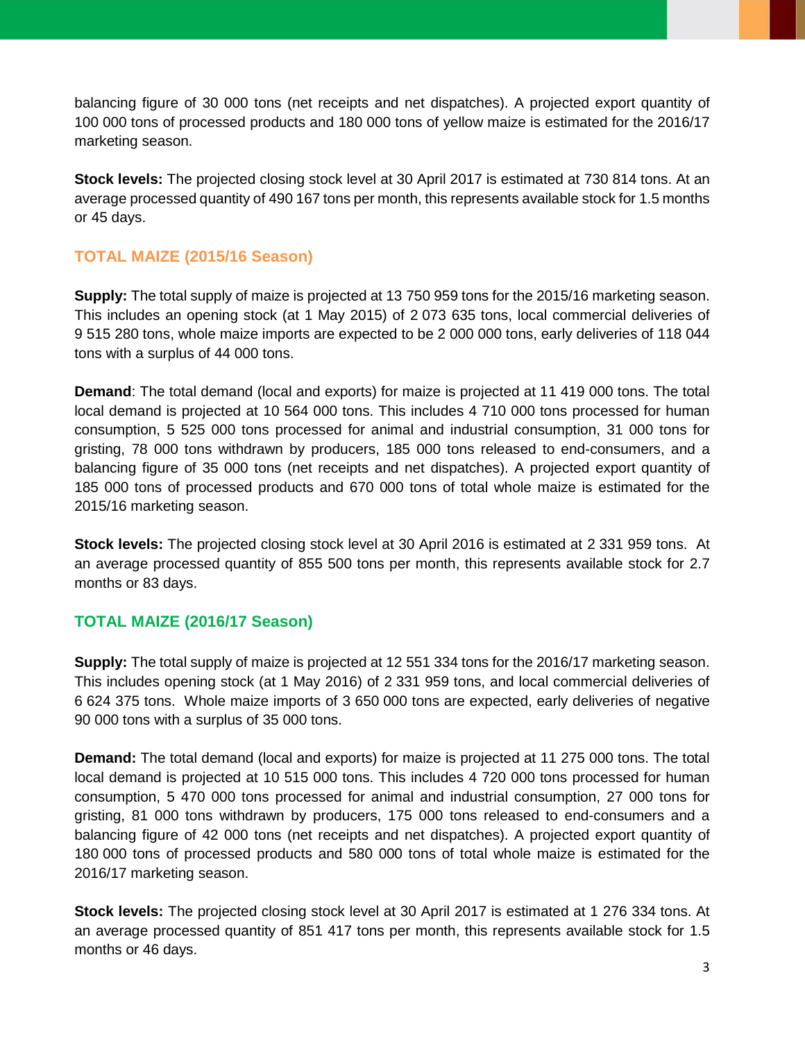balancing figure of 30 000 tons (net receipts and net dispatches). A projected export quantity of 100 000 tons of processed products and 180 000 tons of yellow maize is estimated for the 2016/17 marketing season.

**Stock levels:** The projected closing stock level at 30 April 2017 is estimated at 730 814 tons. At an average processed quantity of 490 167 tons per month, this represents available stock for 1.5 months or 45 days.

## TOTAL MAIZE (2015/16 Season)

**Supply:** The total supply of maize is projected at 13 750 959 tons for the 2015/16 marketing season. This includes an opening stock (at 1 May 2015) of 2 073 635 tons, local commercial deliveries of 9 515 280 tons, whole maize imports are expected to be 2 000 000 tons, early deliveries of 118 044 tons with a surplus of 44 000 tons.

**Demand**: The total demand (local and exports) for maize is projected at 11 419 000 tons. The total local demand is projected at 10 564 000 tons. This includes 4 710 000 tons processed for human consumption, 5 525 000 tons processed for animal and industrial consumption, 31 000 tons for gristing, 78 000 tons withdrawn by producers, 185 000 tons released to end-consumers, and a balancing figure of 35 000 tons (net receipts and net dispatches). A projected export quantity of 185 000 tons of processed products and 670 000 tons of total whole maize is estimated for the 2015/16 marketing season.

**Stock levels:** The projected closing stock level at 30 April 2016 is estimated at 2 331 959 tons. At an average processed quantity of 855 500 tons per month, this represents available stock for 2.7 months or 83 days.

## TOTAL MAIZE (2016/17 Season)

**Supply:** The total supply of maize is projected at 12 551 334 tons for the 2016/17 marketing season. This includes opening stock (at 1 May 2016) of 2 331 959 tons, and local commercial deliveries of 6 624 375 tons. Whole maize imports of 3 650 000 tons are expected, early deliveries of negative 90 000 tons with a surplus of 35 000 tons.

**Demand:** The total demand (local and exports) for maize is projected at 11 275 000 tons. The total local demand is projected at 10 515 000 tons. This includes 4 720 000 tons processed for human consumption, 5 470 000 tons processed for animal and industrial consumption, 27 000 tons for gristing, 81 000 tons withdrawn by producers, 175 000 tons released to end-consumers and a balancing figure of 42 000 tons (net receipts and net dispatches). A projected export quantity of 180 000 tons of processed products and 580 000 tons of total whole maize is estimated for the 2016/17 marketing season.

**Stock levels:** The projected closing stock level at 30 April 2017 is estimated at 1 276 334 tons. At an average processed quantity of 851 417 tons per month, this represents available stock for 1.5 months or 46 days.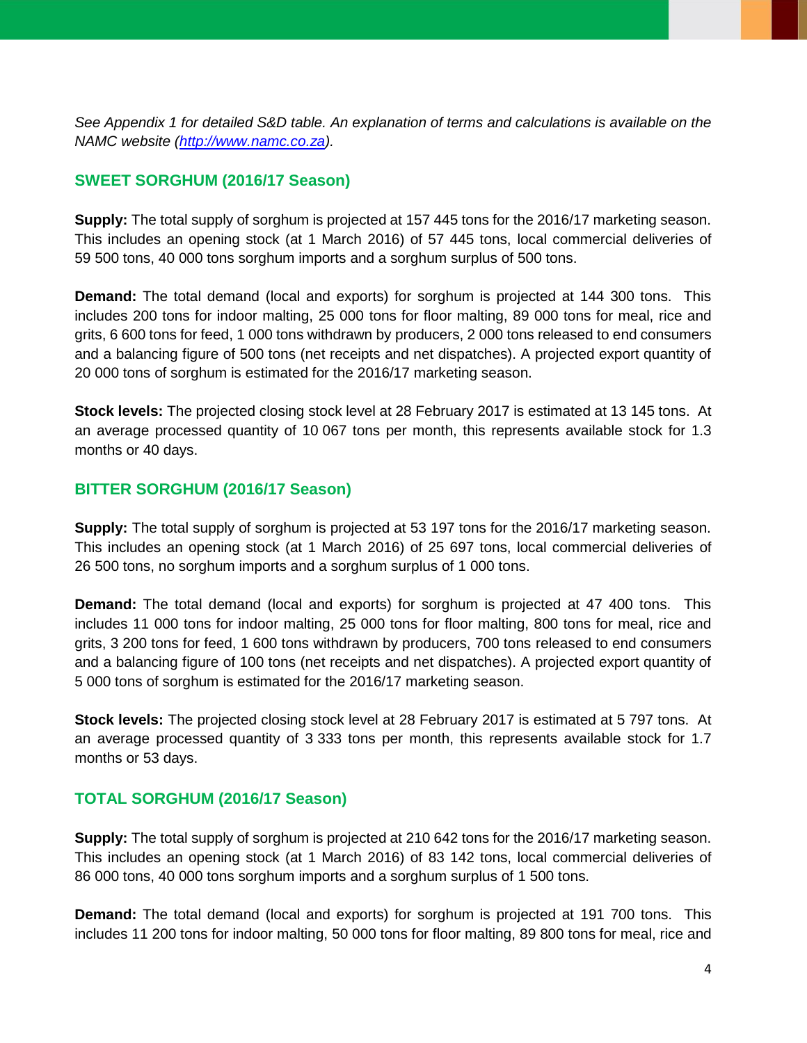*See Appendix 1 for detailed S&D table. An explanation of terms and calculations is available on the NAMC website ([http://www.namc.co.za](http://www.namc.co.za)).*

## SWEET SORGHUM (2016/17 Season)

**Supply:** The total supply of sorghum is projected at 157 445 tons for the 2016/17 marketing season. This includes an opening stock (at 1 March 2016) of 57 445 tons, local commercial deliveries of 59 500 tons, 40 000 tons sorghum imports and a sorghum surplus of 500 tons.

**Demand:** The total demand (local and exports) for sorghum is projected at 144 300 tons. This includes 200 tons for indoor malting, 25 000 tons for floor malting, 89 000 tons for meal, rice and grits, 6 600 tons for feed, 1 000 tons withdrawn by producers, 2 000 tons released to end consumers and a balancing figure of 500 tons (net receipts and net dispatches). A projected export quantity of 20 000 tons of sorghum is estimated for the 2016/17 marketing season.

**Stock levels:** The projected closing stock level at 28 February 2017 is estimated at 13 145 tons. At an average processed quantity of 10 067 tons per month, this represents available stock for 1.3 months or 40 days.

## BITTER SORGHUM (2016/17 Season)

**Supply:** The total supply of sorghum is projected at 53 197 tons for the 2016/17 marketing season. This includes an opening stock (at 1 March 2016) of 25 697 tons, local commercial deliveries of 26 500 tons, no sorghum imports and a sorghum surplus of 1 000 tons.

**Demand:** The total demand (local and exports) for sorghum is projected at 47 400 tons. This includes 11 000 tons for indoor malting, 25 000 tons for floor malting, 800 tons for meal, rice and grits, 3 200 tons for feed, 1 600 tons withdrawn by producers, 700 tons released to end consumers and a balancing figure of 100 tons (net receipts and net dispatches). A projected export quantity of 5 000 tons of sorghum is estimated for the 2016/17 marketing season.

**Stock levels:** The projected closing stock level at 28 February 2017 is estimated at 5 797 tons. At an average processed quantity of 3 333 tons per month, this represents available stock for 1.7 months or 53 days.

## TOTAL SORGHUM (2016/17 Season)

**Supply:** The total supply of sorghum is projected at 210 642 tons for the 2016/17 marketing season. This includes an opening stock (at 1 March 2016) of 83 142 tons, local commercial deliveries of 86 000 tons, 40 000 tons sorghum imports and a sorghum surplus of 1 500 tons.

**Demand:** The total demand (local and exports) for sorghum is projected at 191 700 tons. This includes 11 200 tons for indoor malting, 50 000 tons for floor malting, 89 800 tons for meal, rice and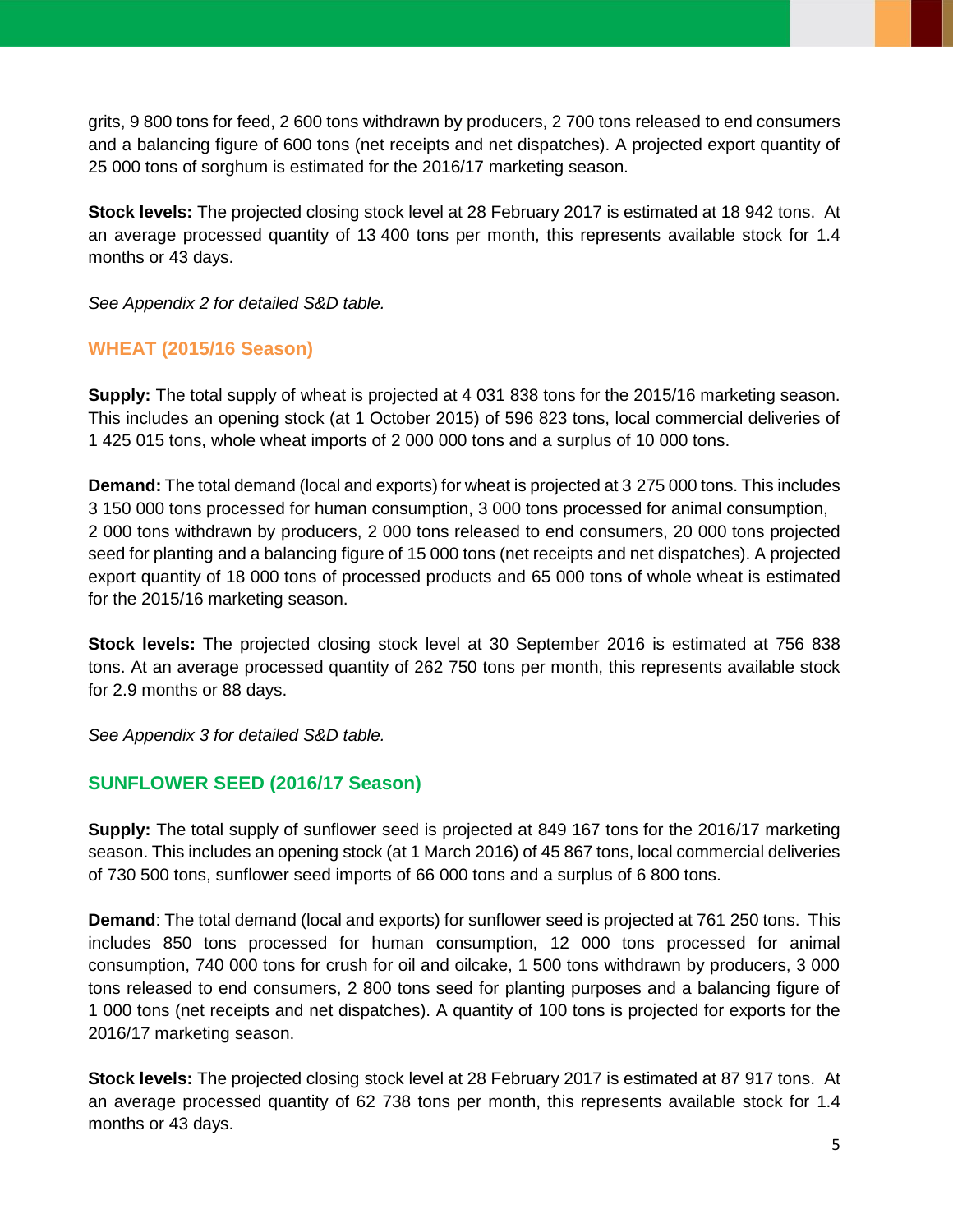grits, 9 800 tons for feed, 2 600 tons withdrawn by producers, 2 700 tons released to end consumers and a balancing figure of 600 tons (net receipts and net dispatches). A projected export quantity of 25 000 tons of sorghum is estimated for the 2016/17 marketing season.

**Stock levels:** The projected closing stock level at 28 February 2017 is estimated at 18 942 tons. At an average processed quantity of 13 400 tons per month, this represents available stock for 1.4 months or 43 days.

*See Appendix 2 for detailed S&D table.*

## WHEAT (2015/16 Season)

**Supply:** The total supply of wheat is projected at 4 031 838 tons for the 2015/16 marketing season. This includes an opening stock (at 1 October 2015) of 596 823 tons, local commercial deliveries of 1 425 015 tons, whole wheat imports of 2 000 000 tons and a surplus of 10 000 tons.

**Demand:** The total demand (local and exports) for wheat is projected at 3 275 000 tons. This includes 3 150 000 tons processed for human consumption, 3 000 tons processed for animal consumption, 2 000 tons withdrawn by producers, 2 000 tons released to end consumers, 20 000 tons projected seed for planting and a balancing figure of 15 000 tons (net receipts and net dispatches). A projected export quantity of 18 000 tons of processed products and 65 000 tons of whole wheat is estimated for the 2015/16 marketing season.

**Stock levels:** The projected closing stock level at 30 September 2016 is estimated at 756 838 tons. At an average processed quantity of 262 750 tons per month, this represents available stock for 2.9 months or 88 days.

*See Appendix 3 for detailed S&D table.*

## SUNFLOWER SEED (2016/17 Season)

**Supply:** The total supply of sunflower seed is projected at 849 167 tons for the 2016/17 marketing season. This includes an opening stock (at 1 March 2016) of 45 867 tons, local commercial deliveries of 730 500 tons, sunflower seed imports of 66 000 tons and a surplus of 6 800 tons.

**Demand**: The total demand (local and exports) for sunflower seed is projected at 761 250 tons. This includes 850 tons processed for human consumption, 12 000 tons processed for animal consumption, 740 000 tons for crush for oil and oilcake, 1 500 tons withdrawn by producers, 3 000 tons released to end consumers, 2 800 tons seed for planting purposes and a balancing figure of 1 000 tons (net receipts and net dispatches). A quantity of 100 tons is projected for exports for the 2016/17 marketing season.

**Stock levels:** The projected closing stock level at 28 February 2017 is estimated at 87 917 tons. At an average processed quantity of 62 738 tons per month, this represents available stock for 1.4 months or 43 days.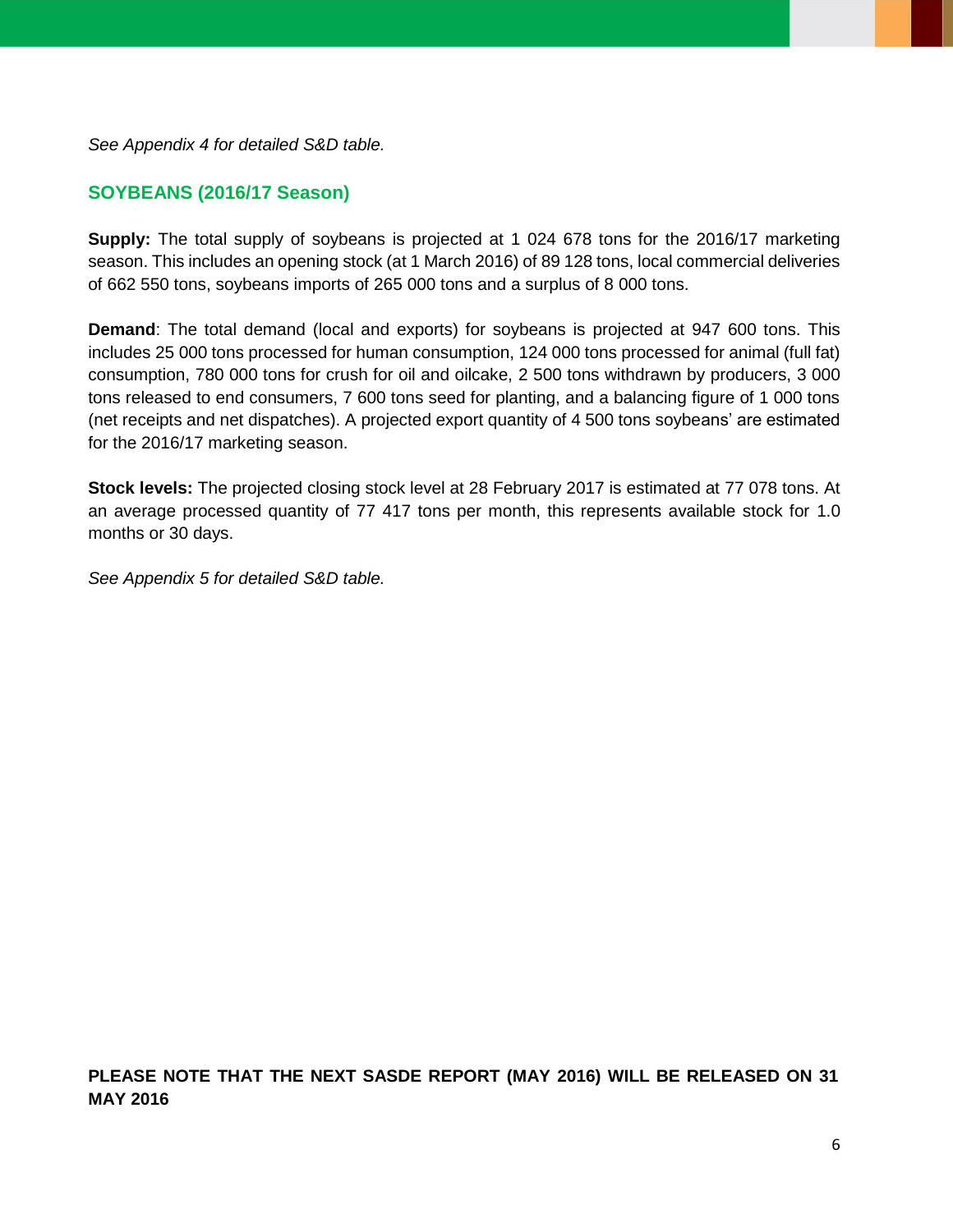*See Appendix 4 for detailed S&D table.*

## SOYBEANS (2016/17 Season)

**Supply:** The total supply of soybeans is projected at 1 024 678 tons for the 2016/17 marketing season. This includes an opening stock (at 1 March 2016) of 89 128 tons, local commercial deliveries of 662 550 tons, soybeans imports of 265 000 tons and a surplus of 8 000 tons.

**Demand**: The total demand (local and exports) for soybeans is projected at 947 600 tons. This includes 25 000 tons processed for human consumption, 124 000 tons processed for animal (full fat) consumption, 780 000 tons for crush for oil and oilcake, 2 500 tons withdrawn by producers, 3 000 tons released to end consumers, 7 600 tons seed for planting, and a balancing figure of 1 000 tons (net receipts and net dispatches). A projected export quantity of 4 500 tons soybeans' are estimated for the 2016/17 marketing season.

**Stock levels:** The projected closing stock level at 28 February 2017 is estimated at 77 078 tons. At an average processed quantity of 77 417 tons per month, this represents available stock for 1.0 months or 30 days.

*See Appendix 5 for detailed S&D table.*

**PLEASE NOTE THAT THE NEXT SASDE REPORT (MAY 2016) WILL BE RELEASED ON 31 MAY 2016**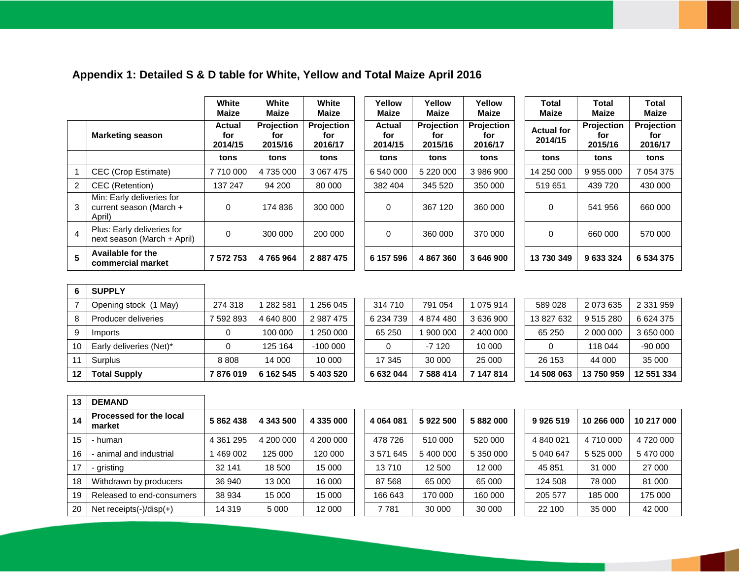## Appendix 1: Detailed S & D table for White, Yellow and Total Maize April 2016

| | | White Maize | White Maize | White Maize | Yellow Maize | Yellow Maize | Yellow Maize | Total Maize | Total Maize | Total Maize |
|---|---|---|---|---|---|---|---|---|---|---|
| | **Marketing season** | **Actual for 2014/15** | **Projection for 2015/16** | **Projection for 2016/17** | **Actual for 2014/15** | **Projection for 2015/16** | **Projection for 2016/17** | **Actual for 2014/15** | **Projection for 2015/16** | **Projection for 2016/17** |
| | | **tons** | **tons** | **tons** | **tons** | **tons** | **tons** | **tons** | **tons** | **tons** |
| 1 | CEC (Crop Estimate) | 7 710 000 | 4 735 000 | 3 067 475 | 6 540 000 | 5 220 000 | 3 986 900 | 14 250 000 | 9 955 000 | 7 054 375 |
| 2 | CEC (Retention) | 137 247 | 94 200 | 80 000 | 382 404 | 345 520 | 350 000 | 519 651 | 439 720 | 430 000 |
| 3 | Min: Early deliveries for current season (March + April) | 0 | 174 836 | 300 000 | 0 | 367 120 | 360 000 | 0 | 541 956 | 660 000 |
| 4 | Plus: Early deliveries for next season (March + April) | 0 | 300 000 | 200 000 | 0 | 360 000 | 370 000 | 0 | 660 000 | 570 000 |
| **5** | **Available for the commercial market** | **7 572 753** | **4 765 964** | **2 887 475** | **6 157 596** | **4 867 360** | **3 646 900** | **13 730 349** | **9 633 324** | **6 534 375** |
| **6** | **SUPPLY** | | | | | | | | | |
| 7 | Opening stock (1 May) | 274 318 | 1 282 581 | 1 256 045 | 314 710 | 791 054 | 1 075 914 | 589 028 | 2 073 635 | 2 331 959 |
| 8 | Producer deliveries | 7 592 893 | 4 640 800 | 2 987 475 | 6 234 739 | 4 874 480 | 3 636 900 | 13 827 632 | 9 515 280 | 6 624 375 |
| 9 | Imports | 0 | 100 000 | 1 250 000 | 65 250 | 1 900 000 | 2 400 000 | 65 250 | 2 000 000 | 3 650 000 |
| 10 | Early deliveries (Net)* | 0 | 125 164 | -100 000 | 0 | -7 120 | 10 000 | 0 | 118 044 | -90 000 |
| 11 | Surplus | 8 808 | 14 000 | 10 000 | 17 345 | 30 000 | 25 000 | 26 153 | 44 000 | 35 000 |
| **12** | **Total Supply** | **7 876 019** | **6 162 545** | **5 403 520** | **6 632 044** | **7 588 414** | **7 147 814** | **14 508 063** | **13 750 959** | **12 551 334** |
| **13** | **DEMAND** | | | | | | | | | |
| **14** | **Processed for the local market** | **5 862 438** | **4 343 500** | **4 335 000** | **4 064 081** | **5 922 500** | **5 882 000** | **9 926 519** | **10 266 000** | **10 217 000** |
| 15 | - human | 4 361 295 | 4 200 000 | 4 200 000 | 478 726 | 510 000 | 520 000 | 4 840 021 | 4 710 000 | 4 720 000 |
| 16 | - animal and industrial | 1 469 002 | 125 000 | 120 000 | 3 571 645 | 5 400 000 | 5 350 000 | 5 040 647 | 5 525 000 | 5 470 000 |
| 17 | - gristing | 32 141 | 18 500 | 15 000 | 13 710 | 12 500 | 12 000 | 45 851 | 31 000 | 27 000 |
| 18 | Withdrawn by producers | 36 940 | 13 000 | 16 000 | 87 568 | 65 000 | 65 000 | 124 508 | 78 000 | 81 000 |
| 19 | Released to end-consumers | 38 934 | 15 000 | 15 000 | 166 643 | 170 000 | 160 000 | 205 577 | 185 000 | 175 000 |
| 20 | Net receipts(-)/disp(+) | 14 319 | 5 000 | 12 000 | 7 781 | 30 000 | 30 000 | 22 100 | 35 000 | 42 000 |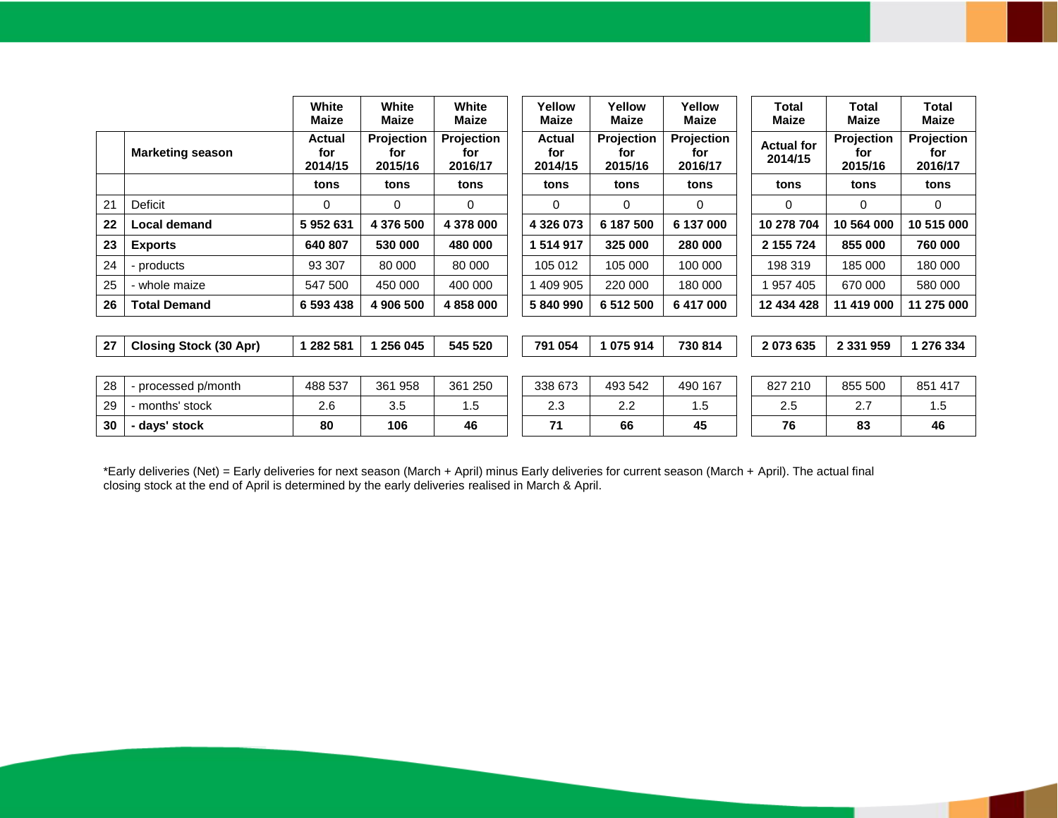| | | White Maize | White Maize | White Maize | Yellow Maize | Yellow Maize | Yellow Maize | Total Maize | Total Maize | Total Maize |
|---|---|---|---|---|---|---|---|---|---|---|
| | **Marketing season** | **Actual for 2014/15** | **Projection for 2015/16** | **Projection for 2016/17** | **Actual for 2014/15** | **Projection for 2015/16** | **Projection for 2016/17** | **Actual for 2014/15** | **Projection for 2015/16** | **Projection for 2016/17** |
| | | **tons** | **tons** | **tons** | **tons** | **tons** | **tons** | **tons** | **tons** | **tons** |
| 21 | Deficit | 0 | 0 | 0 | 0 | 0 | 0 | 0 | 0 | 0 |
| **22** | **Local demand** | **5 952 631** | **4 376 500** | **4 378 000** | **4 326 073** | **6 187 500** | **6 137 000** | **10 278 704** | **10 564 000** | **10 515 000** |
| **23** | **Exports** | **640 807** | **530 000** | **480 000** | **1 514 917** | **325 000** | **280 000** | **2 155 724** | **855 000** | **760 000** |
| 24 | - products | 93 307 | 80 000 | 80 000 | 105 012 | 105 000 | 100 000 | 198 319 | 185 000 | 180 000 |
| 25 | - whole maize | 547 500 | 450 000 | 400 000 | 1 409 905 | 220 000 | 180 000 | 1 957 405 | 670 000 | 580 000 |
| **26** | **Total Demand** | **6 593 438** | **4 906 500** | **4 858 000** | **5 840 990** | **6 512 500** | **6 417 000** | **12 434 428** | **11 419 000** | **11 275 000** |
| **27** | **Closing Stock (30 Apr)** | **1 282 581** | **1 256 045** | **545 520** | **791 054** | **1 075 914** | **730 814** | **2 073 635** | **2 331 959** | **1 276 334** |
| 28 | - processed p/month | 488 537 | 361 958 | 361 250 | 338 673 | 493 542 | 490 167 | 827 210 | 855 500 | 851 417 |
| 29 | - months' stock | 2.6 | 3.5 | 1.5 | 2.3 | 2.2 | 1.5 | 2.5 | 2.7 | 1.5 |
| **30** | **- days' stock** | **80** | **106** | **46** | **71** | **66** | **45** | **76** | **83** | **46** |

*Early deliveries (Net) = Early deliveries for next season (March + April) minus Early deliveries for current season (March + April). The actual final closing stock at the end of April is determined by the early deliveries realised in March & April.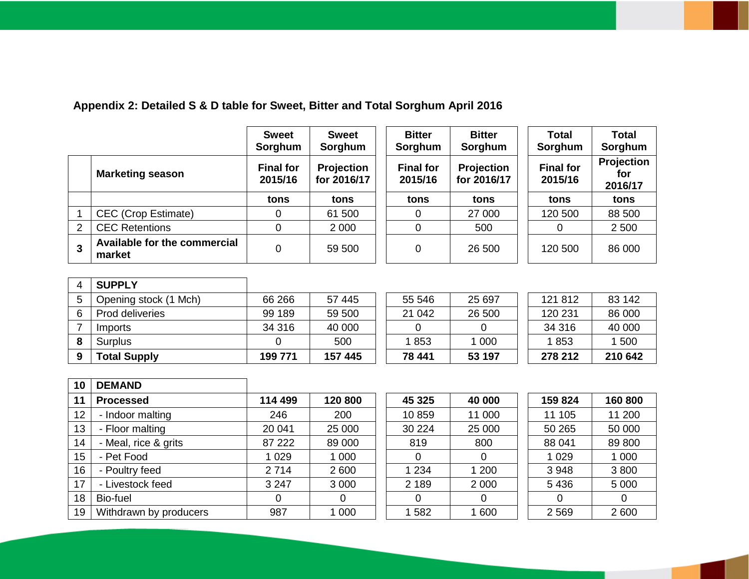**Appendix 2: Detailed S & D table for Sweet, Bitter and Total Sorghum April 2016**

| | | Sweet Sorghum | Sweet Sorghum | Bitter Sorghum | Bitter Sorghum | Total Sorghum | Total Sorghum |
|---|---|---|---|---|---|---|---|
| | **Marketing season** | **Final for 2015/16** | **Projection for 2016/17** | **Final for 2015/16** | **Projection for 2016/17** | **Final for 2015/16** | **Projection for 2016/17** |
| | | **tons** | **tons** | **tons** | **tons** | **tons** | **tons** |
| 1 | CEC (Crop Estimate) | 0 | 61 500 | 0 | 27 000 | 120 500 | 88 500 |
| 2 | CEC Retentions | 0 | 2 000 | 0 | 500 | 0 | 2 500 |
| **3** | **Available for the commercial market** | 0 | 59 500 | 0 | 26 500 | 120 500 | 86 000 |
| 4 | **SUPPLY** | | | | | | |
| 5 | Opening stock (1 Mch) | 66 266 | 57 445 | 55 546 | 25 697 | 121 812 | 83 142 |
| 6 | Prod deliveries | 99 189 | 59 500 | 21 042 | 26 500 | 120 231 | 86 000 |
| 7 | Imports | 34 316 | 40 000 | 0 | 0 | 34 316 | 40 000 |
| **8** | Surplus | 0 | 500 | 1 853 | 1 000 | 1 853 | 1 500 |
| **9** | **Total Supply** | **199 771** | **157 445** | **78 441** | **53 197** | **278 212** | **210 642** |
| **10** | **DEMAND** | | | | | | |
| **11** | **Processed** | **114 499** | **120 800** | **45 325** | **40 000** | **159 824** | **160 800** |
| 12 | - Indoor malting | 246 | 200 | 10 859 | 11 000 | 11 105 | 11 200 |
| 13 | - Floor malting | 20 041 | 25 000 | 30 224 | 25 000 | 50 265 | 50 000 |
| 14 | - Meal, rice & grits | 87 222 | 89 000 | 819 | 800 | 88 041 | 89 800 |
| 15 | - Pet Food | 1 029 | 1 000 | 0 | 0 | 1 029 | 1 000 |
| 16 | - Poultry feed | 2 714 | 2 600 | 1 234 | 1 200 | 3 948 | 3 800 |
| 17 | - Livestock feed | 3 247 | 3 000 | 2 189 | 2 000 | 5 436 | 5 000 |
| 18 | Bio-fuel | 0 | 0 | 0 | 0 | 0 | 0 |
| 19 | Withdrawn by producers | 987 | 1 000 | 1 582 | 1 600 | 2 569 | 2 600 |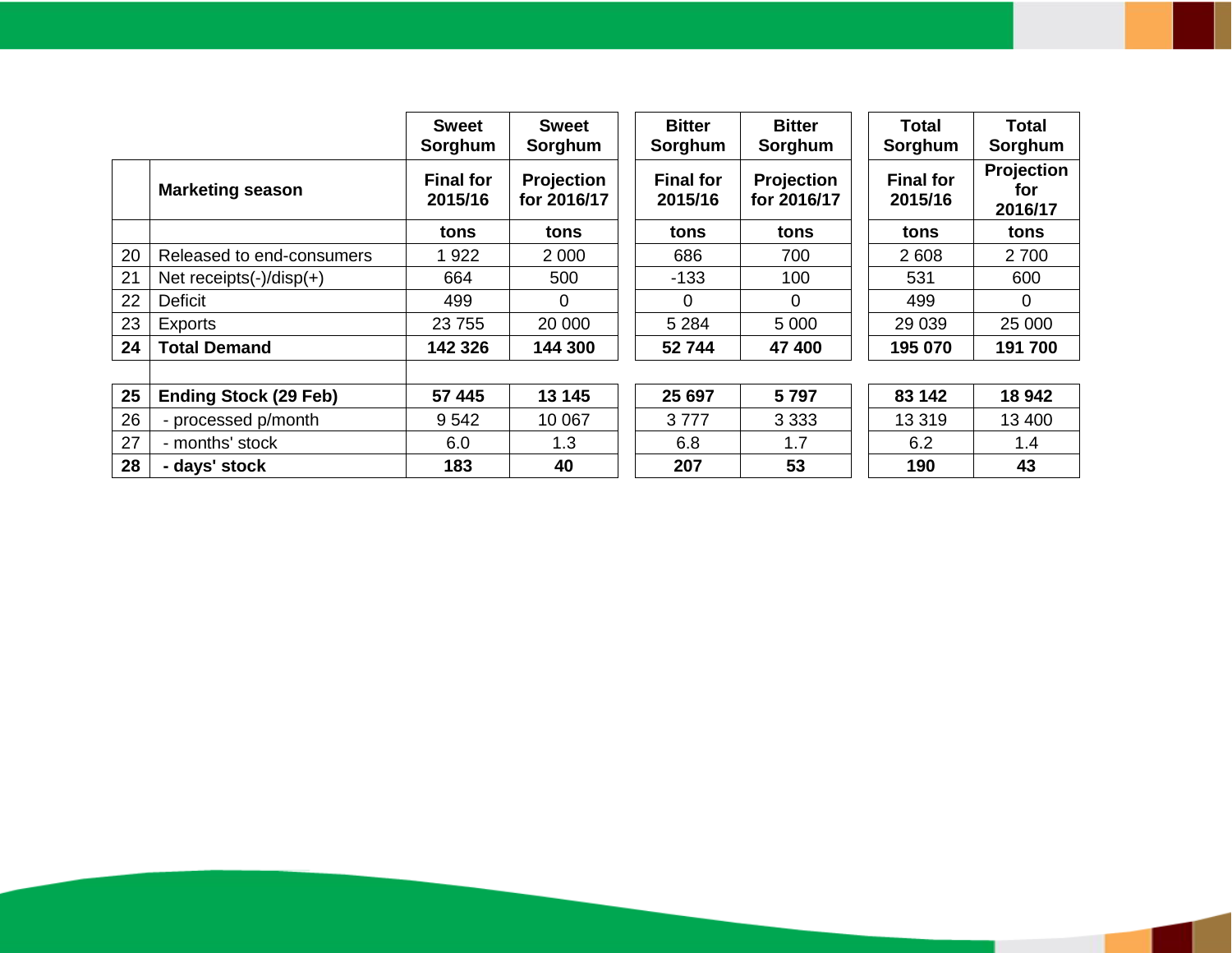| | | Sweet Sorghum | Sweet Sorghum | Bitter Sorghum | Bitter Sorghum | Total Sorghum | Total Sorghum |
|---|---|---|---|---|---|---|---|
| | **Marketing season** | **Final for 2015/16** | **Projection for 2016/17** | **Final for 2015/16** | **Projection for 2016/17** | **Final for 2015/16** | **Projection for 2016/17** |
| | | **tons** | **tons** | **tons** | **tons** | **tons** | **tons** |
| 20 | Released to end-consumers | 1 922 | 2 000 | 686 | 700 | 2 608 | 2 700 |
| 21 | Net receipts(-)/disp(+) | 664 | 500 | -133 | 100 | 531 | 600 |
| 22 | Deficit | 499 | 0 | 0 | 0 | 499 | 0 |
| 23 | Exports | 23 755 | 20 000 | 5 284 | 5 000 | 29 039 | 25 000 |
| **24** | **Total Demand** | **142 326** | **144 300** | **52 744** | **47 400** | **195 070** | **191 700** |
| | | | | | | | |
| **25** | **Ending Stock (29 Feb)** | **57 445** | **13 145** | **25 697** | **5 797** | **83 142** | **18 942** |
| 26 | - processed p/month | 9 542 | 10 067 | 3 777 | 3 333 | 13 319 | 13 400 |
| 27 | - months' stock | 6.0 | 1.3 | 6.8 | 1.7 | 6.2 | 1.4 |
| **28** | **- days' stock** | **183** | **40** | **207** | **53** | **190** | **43** |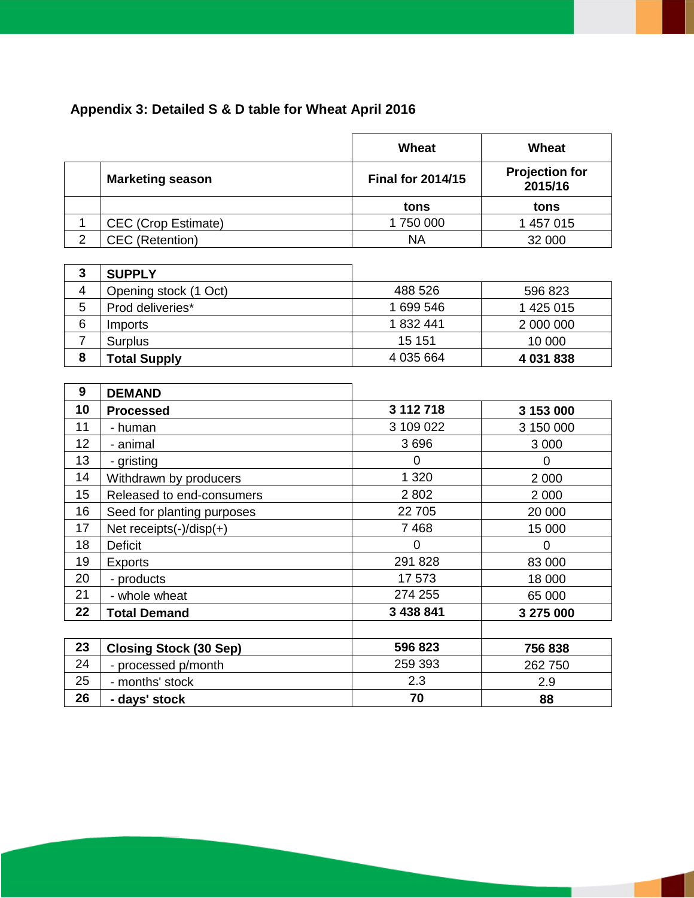**Appendix 3: Detailed S & D table for Wheat April 2016**

| | | Wheat | Wheat |
|---|---|---|---|
| | **Marketing season** | **Final for 2014/15** | **Projection for 2015/16** |
| | | **tons** | **tons** |
| 1 | CEC (Crop Estimate) | 1 750 000 | 1 457 015 |
| 2 | CEC (Retention) | NA | 32 000 |
| **3** | **SUPPLY** | | |
| 4 | Opening stock (1 Oct) | 488 526 | 596 823 |
| 5 | Prod deliveries* | 1 699 546 | 1 425 015 |
| 6 | Imports | 1 832 441 | 2 000 000 |
| 7 | Surplus | 15 151 | 10 000 |
| **8** | **Total Supply** | 4 035 664 | **4 031 838** |
| **9** | **DEMAND** | | |
| **10** | **Processed** | **3 112 718** | **3 153 000** |
| 11 | - human | 3 109 022 | 3 150 000 |
| 12 | - animal | 3 696 | 3 000 |
| 13 | - gristing | 0 | 0 |
| 14 | Withdrawn by producers | 1 320 | 2 000 |
| 15 | Released to end-consumers | 2 802 | 2 000 |
| 16 | Seed for planting purposes | 22 705 | 20 000 |
| 17 | Net receipts(-)/disp(+) | 7 468 | 15 000 |
| 18 | Deficit | 0 | 0 |
| 19 | Exports | 291 828 | 83 000 |
| 20 | - products | 17 573 | 18 000 |
| 21 | - whole wheat | 274 255 | 65 000 |
| **22** | **Total Demand** | **3 438 841** | **3 275 000** |
| **23** | **Closing Stock (30 Sep)** | **596 823** | **756 838** |
| 24 | - processed p/month | 259 393 | 262 750 |
| 25 | - months' stock | 2.3 | 2.9 |
| **26** | **- days' stock** | **70** | **88** |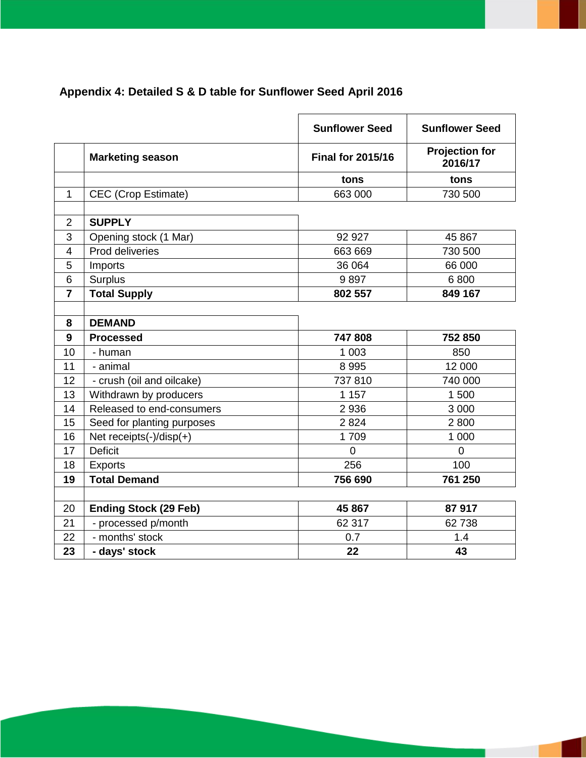## Appendix 4: Detailed S & D table for Sunflower Seed April 2016

| | | Sunflower Seed | Sunflower Seed |
|---|---|---|---|
| | **Marketing season** | **Final for 2015/16** | **Projection for 2016/17** |
| | | **tons** | **tons** |
| 1 | CEC (Crop Estimate) | 663 000 | 730 500 |
| | | | |
| 2 | **SUPPLY** | | |
| 3 | Opening stock (1 Mar) | 92 927 | 45 867 |
| 4 | Prod deliveries | 663 669 | 730 500 |
| 5 | Imports | 36 064 | 66 000 |
| 6 | Surplus | 9 897 | 6 800 |
| **7** | **Total Supply** | **802 557** | **849 167** |
| | | | |
| **8** | **DEMAND** | | |
| **9** | **Processed** | **747 808** | **752 850** |
| 10 | - human | 1 003 | 850 |
| 11 | - animal | 8 995 | 12 000 |
| 12 | - crush (oil and oilcake) | 737 810 | 740 000 |
| 13 | Withdrawn by producers | 1 157 | 1 500 |
| 14 | Released to end-consumers | 2 936 | 3 000 |
| 15 | Seed for planting purposes | 2 824 | 2 800 |
| 16 | Net receipts(-)/disp(+) | 1 709 | 1 000 |
| 17 | Deficit | 0 | 0 |
| 18 | Exports | 256 | 100 |
| **19** | **Total Demand** | **756 690** | **761 250** |
| | | | |
| 20 | **Ending Stock (29 Feb)** | **45 867** | **87 917** |
| 21 | - processed p/month | 62 317 | 62 738 |
| 22 | - months' stock | 0.7 | 1.4 |
| **23** | **- days' stock** | **22** | **43** |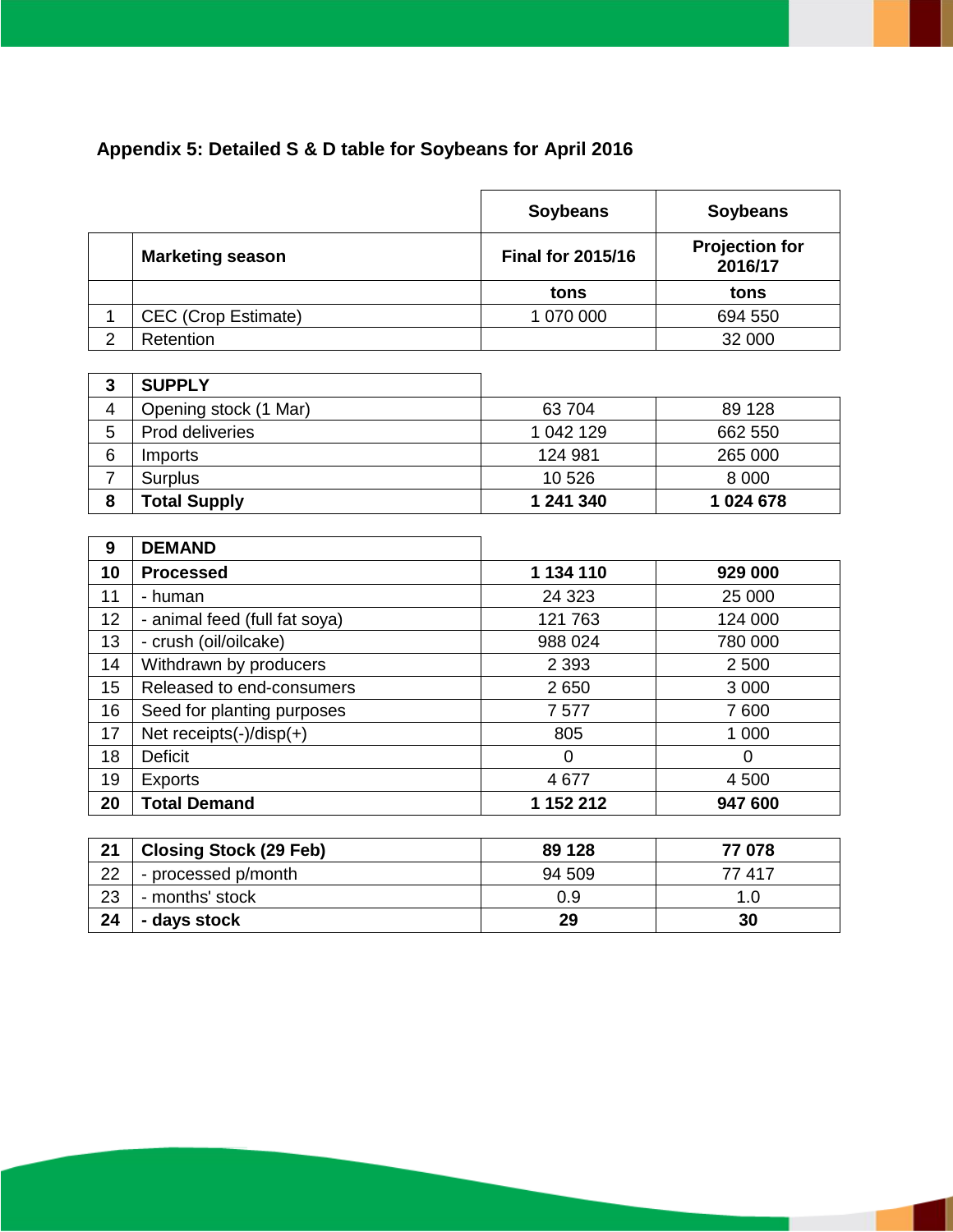## Appendix 5: Detailed S & D table for Soybeans for April 2016

| | | Soybeans | Soybeans |
|---|---|---|---|
| | **Marketing season** | **Final for 2015/16** | **Projection for 2016/17** |
| | | **tons** | **tons** |
| 1 | CEC (Crop Estimate) | 1 070 000 | 694 550 |
| 2 | Retention | | 32 000 |
| **3** | **SUPPLY** | | |
| 4 | Opening stock (1 Mar) | 63 704 | 89 128 |
| 5 | Prod deliveries | 1 042 129 | 662 550 |
| 6 | Imports | 124 981 | 265 000 |
| 7 | Surplus | 10 526 | 8 000 |
| **8** | **Total Supply** | **1 241 340** | **1 024 678** |
| **9** | **DEMAND** | | |
| **10** | **Processed** | **1 134 110** | **929 000** |
| 11 | - human | 24 323 | 25 000 |
| 12 | - animal feed (full fat soya) | 121 763 | 124 000 |
| 13 | - crush (oil/oilcake) | 988 024 | 780 000 |
| 14 | Withdrawn by producers | 2 393 | 2 500 |
| 15 | Released to end-consumers | 2 650 | 3 000 |
| 16 | Seed for planting purposes | 7 577 | 7 600 |
| 17 | Net receipts(-)/disp(+) | 805 | 1 000 |
| 18 | Deficit | 0 | 0 |
| 19 | Exports | 4 677 | 4 500 |
| **20** | **Total Demand** | **1 152 212** | **947 600** |
| **21** | **Closing Stock (29 Feb)** | **89 128** | **77 078** |
| 22 | - processed p/month | 94 509 | 77 417 |
| 23 | - months' stock | 0.9 | 1.0 |
| **24** | **- days stock** | **29** | **30** |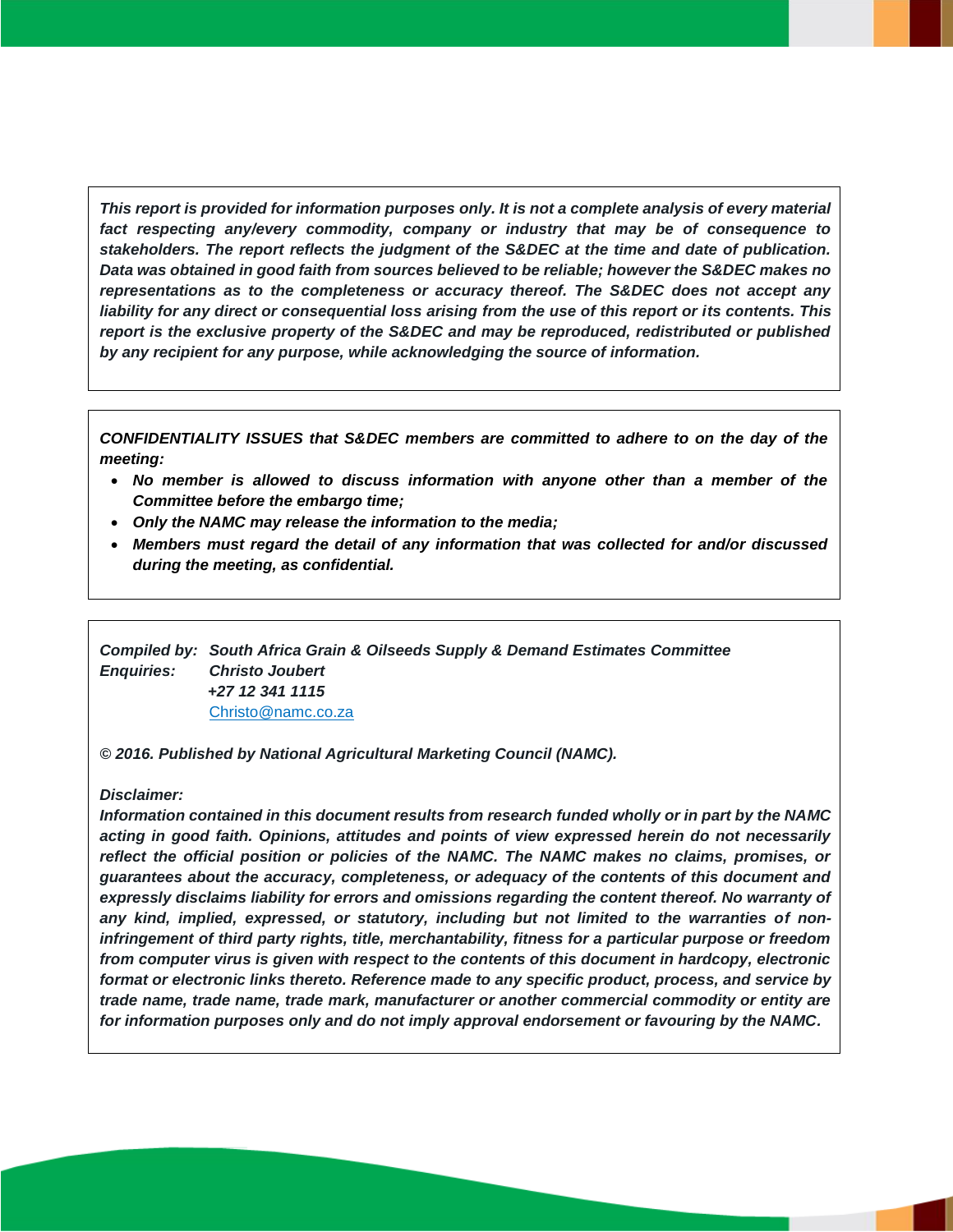***This report is provided for information purposes only. It is not a complete analysis of every material fact respecting any/every commodity, company or industry that may be of consequence to stakeholders. The report reflects the judgment of the S&DEC at the time and date of publication. Data was obtained in good faith from sources believed to be reliable; however the S&DEC makes no representations as to the completeness or accuracy thereof. The S&DEC does not accept any liability for any direct or consequential loss arising from the use of this report or its contents. This report is the exclusive property of the S&DEC and may be reproduced, redistributed or published by any recipient for any purpose, while acknowledging the source of information.***

***CONFIDENTIALITY ISSUES that S&DEC members are committed to adhere to on the day of the meeting:***

- ***No member is allowed to discuss information with anyone other than a member of the Committee before the embargo time;***
- ***Only the NAMC may release the information to the media;***
- ***Members must regard the detail of any information that was collected for and/or discussed during the meeting, as confidential.***

***Compiled by:*** ***South Africa Grain & Oilseeds Supply & Demand Estimates Committee***
***Enquiries:*** ***Christo Joubert***
***+27 12 341 1115***
Christo@namc.co.za

***© 2016. Published by National Agricultural Marketing Council (NAMC).***

***Disclaimer:***
***Information contained in this document results from research funded wholly or in part by the NAMC acting in good faith. Opinions, attitudes and points of view expressed herein do not necessarily reflect the official position or policies of the NAMC. The NAMC makes no claims, promises, or guarantees about the accuracy, completeness, or adequacy of the contents of this document and expressly disclaims liability for errors and omissions regarding the content thereof. No warranty of any kind, implied, expressed, or statutory, including but not limited to the warranties of non-infringement of third party rights, title, merchantability, fitness for a particular purpose or freedom from computer virus is given with respect to the contents of this document in hardcopy, electronic format or electronic links thereto. Reference made to any specific product, process, and service by trade name, trade name, trade mark, manufacturer or another commercial commodity or entity are for information purposes only and do not imply approval endorsement or favouring by the NAMC.***